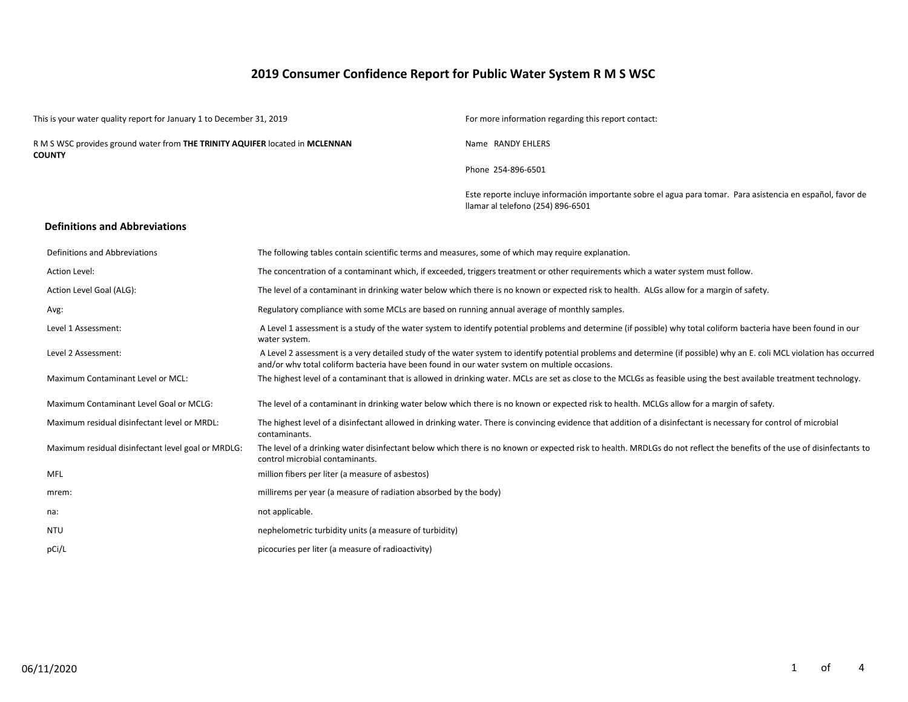# 2019 Consumer Confidence Report for Public Water System R M S WSC

This is your water quality report for January 1 to December 31, 2019

R M S WSC provides ground water from **THE TRINITY AQUIFER** located in **MCLENNAN COUNTY**

For more information regarding this report contact:

Name RANDY EHLERS

Phone 254-896-6501

Este reporte incluye información importante sobre el agua para tomar. Para asistencia en español, favor de llamar al telefono (254) 896-6501

## Definitions and Abbreviations

| Definitions and Abbreviations | The following tables contain scientific terms and measures, some of which may require explanation. |
|---|---|
| Action Level: | The concentration of a contaminant which, if exceeded, triggers treatment or other requirements which a water system must follow. |
| Action Level Goal (ALG): | The level of a contaminant in drinking water below which there is no known or expected risk to health. ALGs allow for a margin of safety. |
| Avg: | Regulatory compliance with some MCLs are based on running annual average of monthly samples. |
| Level 1 Assessment: | A Level 1 assessment is a study of the water system to identify potential problems and determine (if possible) why total coliform bacteria have been found in our water system. |
| Level 2 Assessment: | A Level 2 assessment is a very detailed study of the water system to identify potential problems and determine (if possible) why an E. coli MCL violation has occurred and/or why total coliform bacteria have been found in our water system on multiple occasions. |
| Maximum Contaminant Level or MCL: | The highest level of a contaminant that is allowed in drinking water. MCLs are set as close to the MCLGs as feasible using the best available treatment technology. |
| Maximum Contaminant Level Goal or MCLG: | The level of a contaminant in drinking water below which there is no known or expected risk to health. MCLGs allow for a margin of safety. |
| Maximum residual disinfectant level or MRDL: | The highest level of a disinfectant allowed in drinking water. There is convincing evidence that addition of a disinfectant is necessary for control of microbial contaminants. |
| Maximum residual disinfectant level goal or MRDLG: | The level of a drinking water disinfectant below which there is no known or expected risk to health. MRDLGs do not reflect the benefits of the use of disinfectants to control microbial contaminants. |
| MFL | million fibers per liter (a measure of asbestos) |
| mrem: | millirems per year (a measure of radiation absorbed by the body) |
| na: | not applicable. |
| NTU | nephelometric turbidity units (a measure of turbidity) |
| pCi/L | picocuries per liter (a measure of radioactivity) |

06/11/2020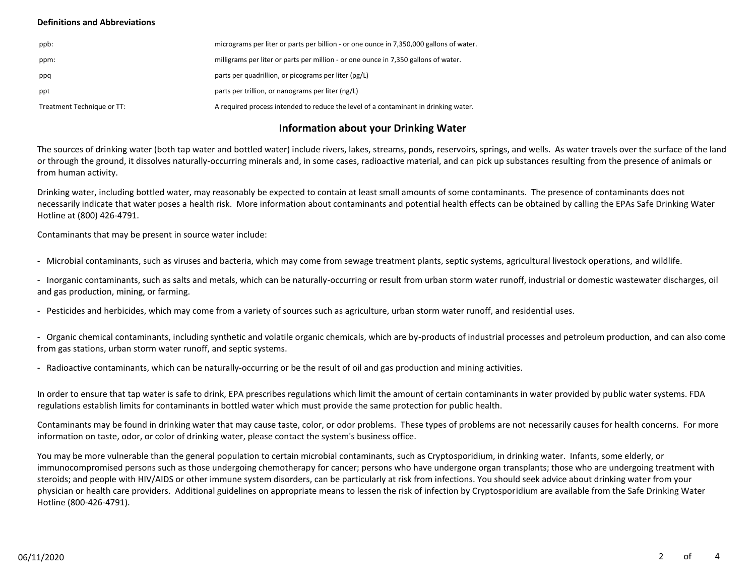**Definitions and Abbreviations**

| | |
|---|---|
| ppb: | micrograms per liter or parts per billion - or one ounce in 7,350,000 gallons of water. |
| ppm: | milligrams per liter or parts per million - or one ounce in 7,350 gallons of water. |
| ppq | parts per quadrillion, or picograms per liter (pg/L) |
| ppt | parts per trillion, or nanograms per liter (ng/L) |
| Treatment Technique or TT: | A required process intended to reduce the level of a contaminant in drinking water. |

## Information about your Drinking Water

The sources of drinking water (both tap water and bottled water) include rivers, lakes, streams, ponds, reservoirs, springs, and wells. As water travels over the surface of the land or through the ground, it dissolves naturally-occurring minerals and, in some cases, radioactive material, and can pick up substances resulting from the presence of animals or from human activity.

Drinking water, including bottled water, may reasonably be expected to contain at least small amounts of some contaminants. The presence of contaminants does not necessarily indicate that water poses a health risk. More information about contaminants and potential health effects can be obtained by calling the EPAs Safe Drinking Water Hotline at (800) 426-4791.

Contaminants that may be present in source water include:

- Microbial contaminants, such as viruses and bacteria, which may come from sewage treatment plants, septic systems, agricultural livestock operations, and wildlife.

- Inorganic contaminants, such as salts and metals, which can be naturally-occurring or result from urban storm water runoff, industrial or domestic wastewater discharges, oil and gas production, mining, or farming.

- Pesticides and herbicides, which may come from a variety of sources such as agriculture, urban storm water runoff, and residential uses.

- Organic chemical contaminants, including synthetic and volatile organic chemicals, which are by-products of industrial processes and petroleum production, and can also come from gas stations, urban storm water runoff, and septic systems.

- Radioactive contaminants, which can be naturally-occurring or be the result of oil and gas production and mining activities.

In order to ensure that tap water is safe to drink, EPA prescribes regulations which limit the amount of certain contaminants in water provided by public water systems. FDA regulations establish limits for contaminants in bottled water which must provide the same protection for public health.

Contaminants may be found in drinking water that may cause taste, color, or odor problems. These types of problems are not necessarily causes for health concerns. For more information on taste, odor, or color of drinking water, please contact the system's business office.

You may be more vulnerable than the general population to certain microbial contaminants, such as Cryptosporidium, in drinking water. Infants, some elderly, or immunocompromised persons such as those undergoing chemotherapy for cancer; persons who have undergone organ transplants; those who are undergoing treatment with steroids; and people with HIV/AIDS or other immune system disorders, can be particularly at risk from infections. You should seek advice about drinking water from your physician or health care providers. Additional guidelines on appropriate means to lessen the risk of infection by Cryptosporidium are available from the Safe Drinking Water Hotline (800-426-4791).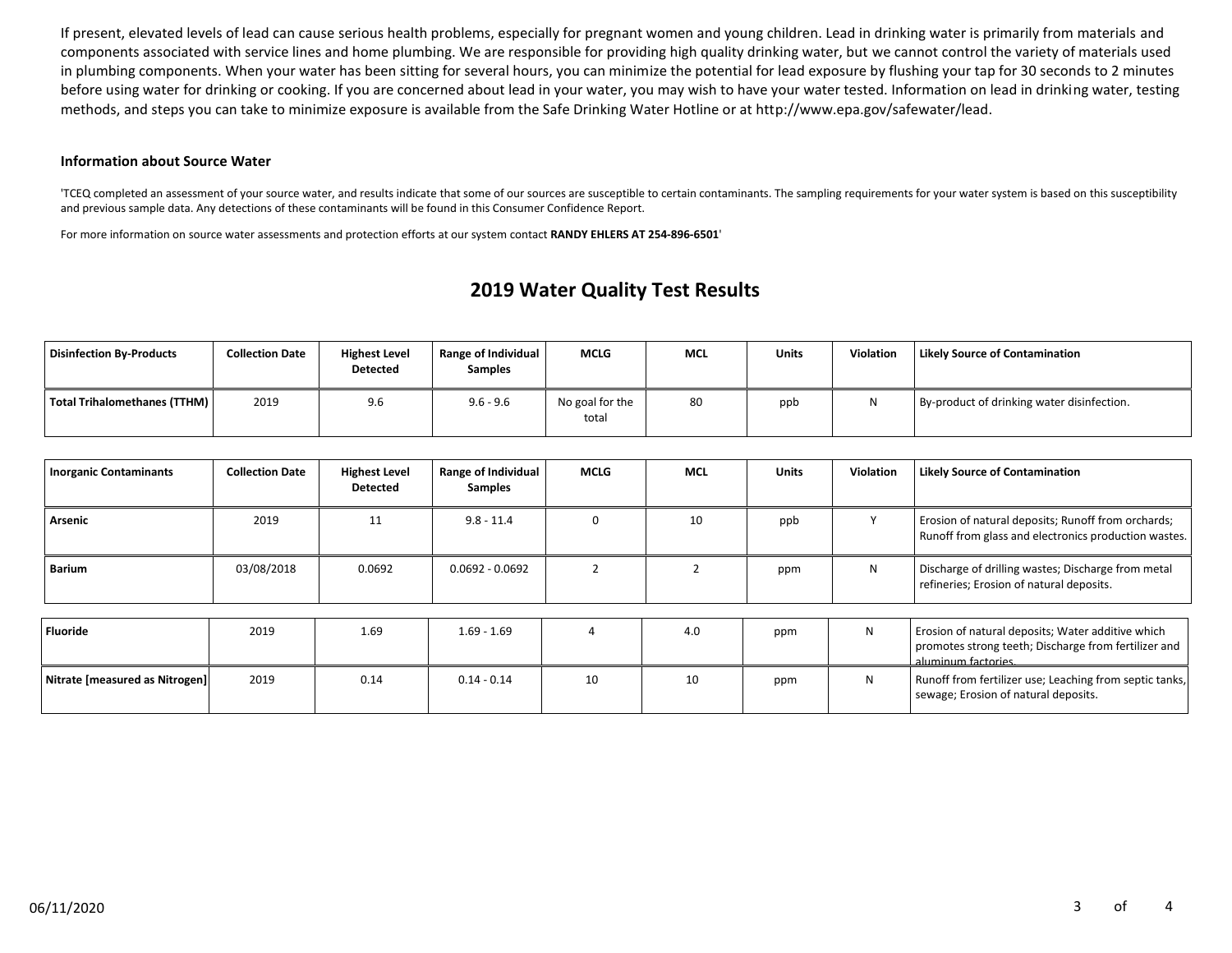If present, elevated levels of lead can cause serious health problems, especially for pregnant women and young children. Lead in drinking water is primarily from materials and components associated with service lines and home plumbing. We are responsible for providing high quality drinking water, but we cannot control the variety of materials used in plumbing components. When your water has been sitting for several hours, you can minimize the potential for lead exposure by flushing your tap for 30 seconds to 2 minutes before using water for drinking or cooking. If you are concerned about lead in your water, you may wish to have your water tested. Information on lead in drinking water, testing methods, and steps you can take to minimize exposure is available from the Safe Drinking Water Hotline or at http://www.epa.gov/safewater/lead.

### Information about Source Water

'TCEQ completed an assessment of your source water, and results indicate that some of our sources are susceptible to certain contaminants. The sampling requirements for your water system is based on this susceptibility and previous sample data. Any detections of these contaminants will be found in this Consumer Confidence Report.

For more information on source water assessments and protection efforts at our system contact **RANDY EHLERS AT 254-896-6501**'

## 2019 Water Quality Test Results

| Disinfection By-Products | Collection Date | Highest Level Detected | Range of Individual Samples | MCLG | MCL | Units | Violation | Likely Source of Contamination |
|---|---|---|---|---|---|---|---|---|
| Total Trihalomethanes (TTHM) | 2019 | 9.6 | 9.6 - 9.6 | No goal for the total | 80 | ppb | N | By-product of drinking water disinfection. |

| Inorganic Contaminants | Collection Date | Highest Level Detected | Range of Individual Samples | MCLG | MCL | Units | Violation | Likely Source of Contamination |
|---|---|---|---|---|---|---|---|---|
| Arsenic | 2019 | 11 | 9.8 - 11.4 | 0 | 10 | ppb | Y | Erosion of natural deposits; Runoff from orchards; Runoff from glass and electronics production wastes. |
| Barium | 03/08/2018 | 0.0692 | 0.0692 - 0.0692 | 2 | 2 | ppm | N | Discharge of drilling wastes; Discharge from metal refineries; Erosion of natural deposits. |
| Fluoride | 2019 | 1.69 | 1.69 - 1.69 | 4 | 4.0 | ppm | N | Erosion of natural deposits; Water additive which promotes strong teeth; Discharge from fertilizer and aluminum factories. |
| Nitrate [measured as Nitrogen] | 2019 | 0.14 | 0.14 - 0.14 | 10 | 10 | ppm | N | Runoff from fertilizer use; Leaching from septic tanks, sewage; Erosion of natural deposits. |

06/11/2020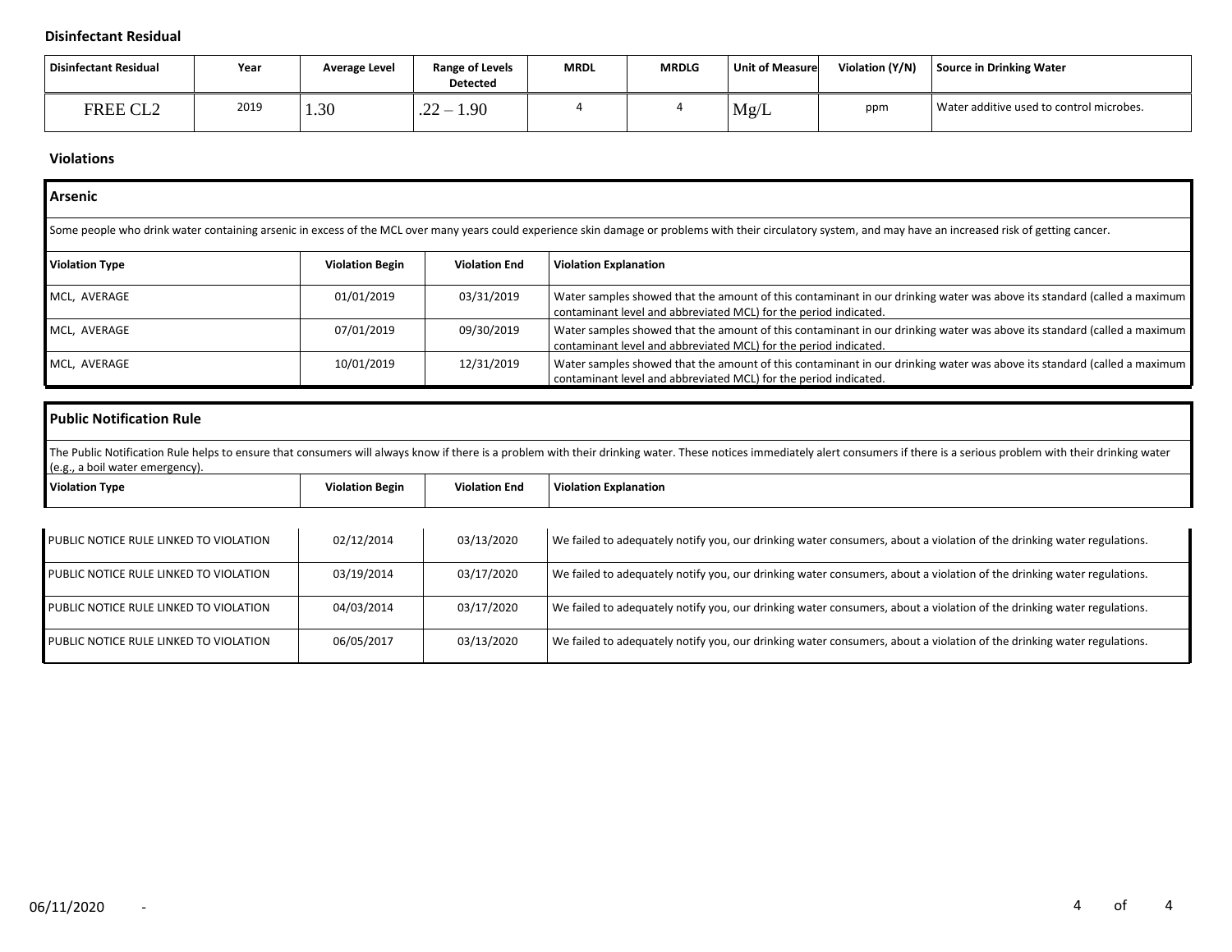### Disinfectant Residual

| Disinfectant Residual | Year | Average Level | Range of Levels Detected | MRDL | MRDLG | Unit of Measure | Violation (Y/N) | Source in Drinking Water |
|---|---|---|---|---|---|---|---|---|
| FREE CL2 | 2019 | 1.30 | .22 – 1.90 | 4 | 4 | Mg/L | ppm | Water additive used to control microbes. |

### Violations

#### Arsenic

Some people who drink water containing arsenic in excess of the MCL over many years could experience skin damage or problems with their circulatory system, and may have an increased risk of getting cancer.

| Violation Type | Violation Begin | Violation End | Violation Explanation |
|---|---|---|---|
| MCL, AVERAGE | 01/01/2019 | 03/31/2019 | Water samples showed that the amount of this contaminant in our drinking water was above its standard (called a maximum contaminant level and abbreviated MCL) for the period indicated. |
| MCL, AVERAGE | 07/01/2019 | 09/30/2019 | Water samples showed that the amount of this contaminant in our drinking water was above its standard (called a maximum contaminant level and abbreviated MCL) for the period indicated. |
| MCL, AVERAGE | 10/01/2019 | 12/31/2019 | Water samples showed that the amount of this contaminant in our drinking water was above its standard (called a maximum contaminant level and abbreviated MCL) for the period indicated. |

#### Public Notification Rule

The Public Notification Rule helps to ensure that consumers will always know if there is a problem with their drinking water. These notices immediately alert consumers if there is a serious problem with their drinking water (e.g., a boil water emergency).

| Violation Type | Violation Begin | Violation End | Violation Explanation |
|---|---|---|---|
| PUBLIC NOTICE RULE LINKED TO VIOLATION | 02/12/2014 | 03/13/2020 | We failed to adequately notify you, our drinking water consumers, about a violation of the drinking water regulations. |
| PUBLIC NOTICE RULE LINKED TO VIOLATION | 03/19/2014 | 03/17/2020 | We failed to adequately notify you, our drinking water consumers, about a violation of the drinking water regulations. |
| PUBLIC NOTICE RULE LINKED TO VIOLATION | 04/03/2014 | 03/17/2020 | We failed to adequately notify you, our drinking water consumers, about a violation of the drinking water regulations. |
| PUBLIC NOTICE RULE LINKED TO VIOLATION | 06/05/2017 | 03/13/2020 | We failed to adequately notify you, our drinking water consumers, about a violation of the drinking water regulations. |